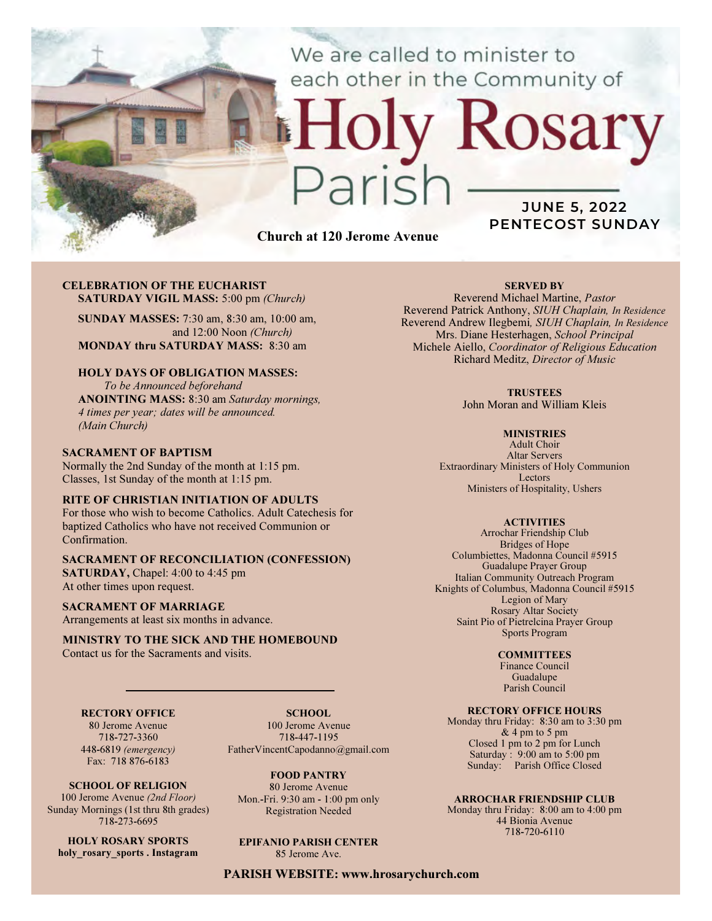We are called to minister to each other in the Community of

# Holy Rosary Parish

**JUNE 5, 2022**
**PENTECOST SUNDAY**

**Church at 120 Jerome Avenue**

**CELEBRATION OF THE EUCHARIST**
**SATURDAY VIGIL MASS:** 5:00 pm *(Church)*

**SUNDAY MASSES:** 7:30 am, 8:30 am, 10:00 am, and 12:00 Noon *(Church)*
**MONDAY thru SATURDAY MASS:** 8:30 am

**HOLY DAYS OF OBLIGATION MASSES:**
*To be Announced beforehand*
**ANOINTING MASS:** 8:30 am *Saturday mornings, 4 times per year; dates will be announced. (Main Church)*

**SACRAMENT OF BAPTISM**
Normally the 2nd Sunday of the month at 1:15 pm.
Classes, 1st Sunday of the month at 1:15 pm.

**RITE OF CHRISTIAN INITIATION OF ADULTS**
For those who wish to become Catholics. Adult Catechesis for baptized Catholics who have not received Communion or Confirmation.

**SACRAMENT OF RECONCILIATION (CONFESSION)**
**SATURDAY,** Chapel: 4:00 to 4:45 pm
At other times upon request.

**SACRAMENT OF MARRIAGE**
Arrangements at least six months in advance.

**MINISTRY TO THE SICK AND THE HOMEBOUND**
Contact us for the Sacraments and visits.

**RECTORY OFFICE**
80 Jerome Avenue
718-727-3360
448-6819 *(emergency)*
Fax: 718 876-6183

**SCHOOL**
100 Jerome Avenue
718-447-1195
FatherVincentCapodanno@gmail.com

**SCHOOL OF RELIGION**
100 Jerome Avenue *(2nd Floor)*
Sunday Mornings (1st thru 8th grades)
718-273-6695

**FOOD PANTRY**
80 Jerome Avenue
Mon.-Fri. 9:30 am - 1:00 pm only
Registration Needed

**HOLY ROSARY SPORTS**
**holy_rosary_sports . Instagram**

**EPIFANIO PARISH CENTER**
85 Jerome Ave.

**SERVED BY**
Reverend Michael Martine, *Pastor*
Reverend Patrick Anthony, *SIUH Chaplain, In Residence*
Reverend Andrew Ilegbemi*, SIUH Chaplain, In Residence*
Mrs. Diane Hesterhagen, *School Principal*
Michele Aiello, *Coordinator of Religious Education*
Richard Meditz, *Director of Music*

**TRUSTEES**
John Moran and William Kleis

**MINISTRIES**
Adult Choir
Altar Servers
Extraordinary Ministers of Holy Communion
Lectors
Ministers of Hospitality, Ushers

**ACTIVITIES**
Arrochar Friendship Club
Bridges of Hope
Columbiettes, Madonna Council #5915
Guadalupe Prayer Group
Italian Community Outreach Program
Knights of Columbus, Madonna Council #5915
Legion of Mary
Rosary Altar Society
Saint Pio of Pietrelcina Prayer Group
Sports Program

**COMMITTEES**
Finance Council
Guadalupe
Parish Council

**RECTORY OFFICE HOURS**
Monday thru Friday: 8:30 am to 3:30 pm & 4 pm to 5 pm
Closed 1 pm to 2 pm for Lunch
Saturday : 9:00 am to 5:00 pm
Sunday: Parish Office Closed

**ARROCHAR FRIENDSHIP CLUB**
Monday thru Friday: 8:00 am to 4:00 pm
44 Bionia Avenue
718-720-6110

**PARISH WEBSITE: www.hrosarychurch.com**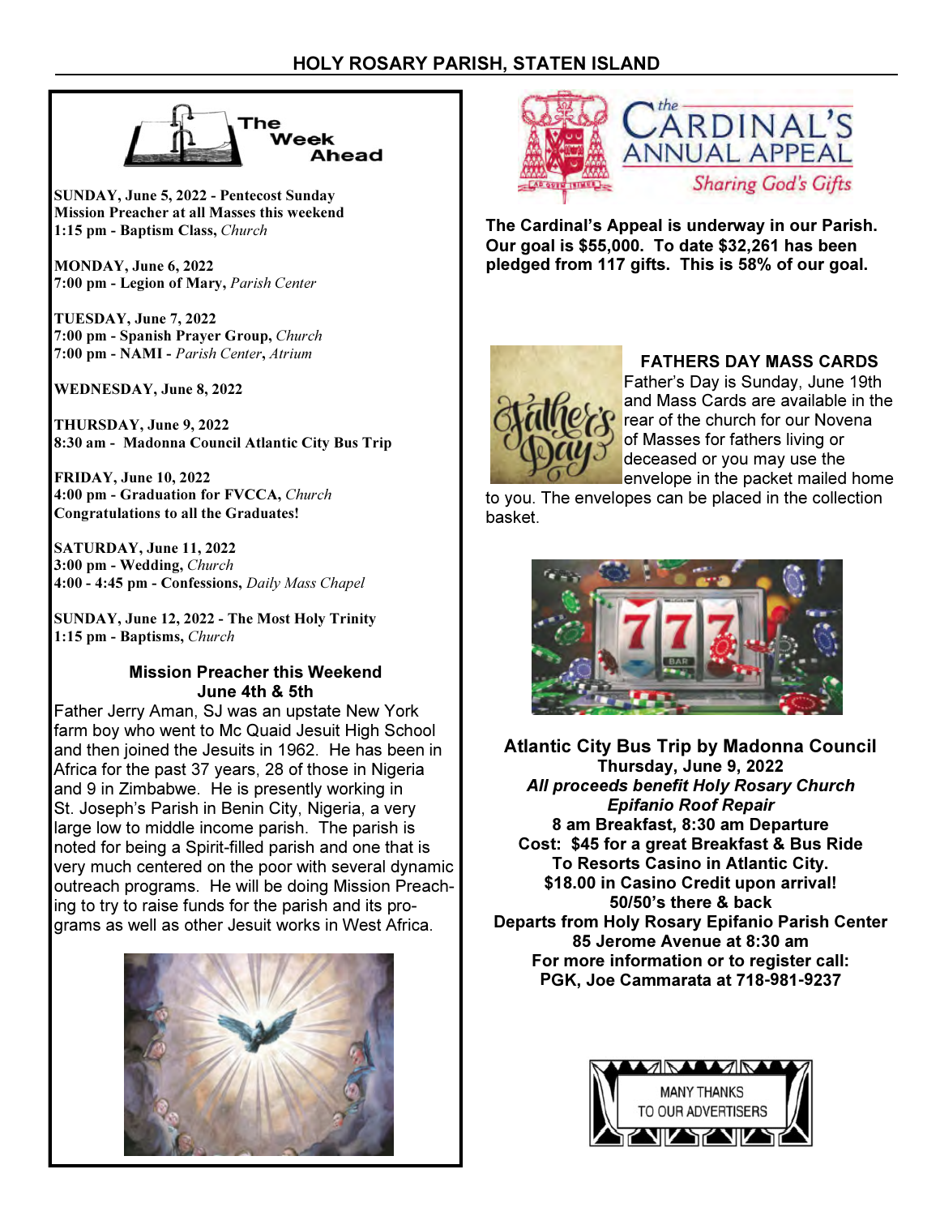HOLY ROSARY PARISH, STATEN ISLAND

## The Week Ahead

**SUNDAY, June 5, 2022 - Pentecost Sunday**
**Mission Preacher at all Masses this weekend**
**1:15 pm - Baptism Class,** *Church*

**MONDAY, June 6, 2022**
**7:00 pm - Legion of Mary,** *Parish Center*

**TUESDAY, June 7, 2022**
**7:00 pm - Spanish Prayer Group,** *Church*
**7:00 pm - NAMI -** *Parish Center***,** *Atrium*

**WEDNESDAY, June 8, 2022**

**THURSDAY, June 9, 2022**
**8:30 am - Madonna Council Atlantic City Bus Trip**

**FRIDAY, June 10, 2022**
**4:00 pm - Graduation for FVCCA,** *Church*
**Congratulations to all the Graduates!**

**SATURDAY, June 11, 2022**
**3:00 pm - Wedding,** *Church*
**4:00 - 4:45 pm - Confessions,** *Daily Mass Chapel*

**SUNDAY, June 12, 2022 - The Most Holy Trinity**
**1:15 pm - Baptisms,** *Church*

### Mission Preacher this Weekend
### June 4th & 5th

Father Jerry Aman, SJ was an upstate New York farm boy who went to Mc Quaid Jesuit High School and then joined the Jesuits in 1962. He has been in Africa for the past 37 years, 28 of those in Nigeria and 9 in Zimbabwe. He is presently working in St. Joseph's Parish in Benin City, Nigeria, a very large low to middle income parish. The parish is noted for being a Spirit-filled parish and one that is very much centered on the poor with several dynamic outreach programs. He will be doing Mission Preaching to try to raise funds for the parish and its programs as well as other Jesuit works in West Africa.

## The Cardinal's Annual Appeal
*Sharing God's Gifts*

**The Cardinal's Appeal is underway in our Parish. Our goal is $55,000. To date $32,261 has been pledged from 117 gifts. This is 58% of our goal.**

### FATHERS DAY MASS CARDS

Father's Day is Sunday, June 19th and Mass Cards are available in the rear of the church for our Novena of Masses for fathers living or deceased or you may use the envelope in the packet mailed home to you. The envelopes can be placed in the collection basket.

### Atlantic City Bus Trip by Madonna Council

**Thursday, June 9, 2022**
***All proceeds benefit Holy Rosary Church***
***Epifanio Roof Repair***
**8 am Breakfast, 8:30 am Departure**
**Cost: $45 for a great Breakfast & Bus Ride**
**To Resorts Casino in Atlantic City.**
**$18.00 in Casino Credit upon arrival!**
**50/50's there & back**
**Departs from Holy Rosary Epifanio Parish Center**
**85 Jerome Avenue at 8:30 am**
**For more information or to register call:**
**PGK, Joe Cammarata at 718-981-9237**

MANY THANKS TO OUR ADVERTISERS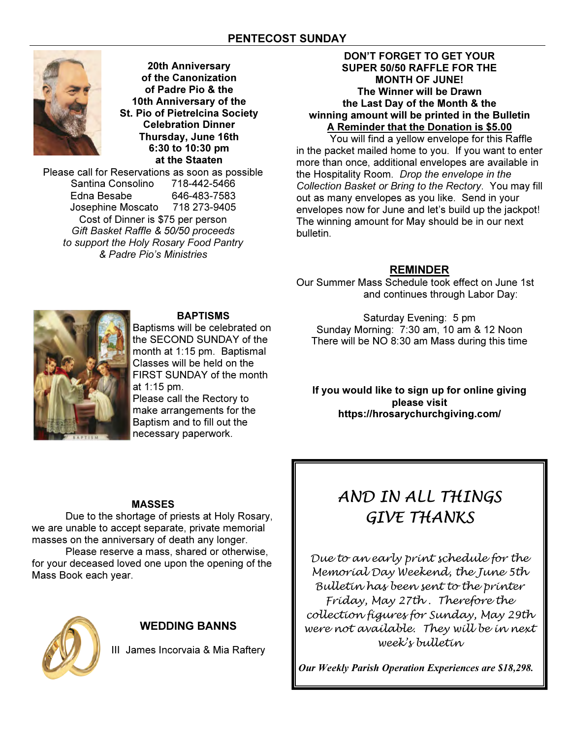## PENTECOST SUNDAY

**20th Anniversary of the Canonization of Padre Pio & the 10th Anniversary of the St. Pio of Pietrelcina Society Celebration Dinner**
**Thursday, June 16th**
**6:30 to 10:30 pm**
**at the Staaten**

Please call for Reservations as soon as possible

Santina Consolino 718-442-5466
Edna Besabe 646-483-7583
Josephine Moscato 718 273-9405

Cost of Dinner is $75 per person

*Gift Basket Raffle & 50/50 proceeds to support the Holy Rosary Food Pantry & Padre Pio's Ministries*

### BAPTISMS

Baptisms will be celebrated on the SECOND SUNDAY of the month at 1:15 pm. Baptismal Classes will be held on the FIRST SUNDAY of the month at 1:15 pm.

Please call the Rectory to make arrangements for the Baptism and to fill out the necessary paperwork.

### MASSES

Due to the shortage of priests at Holy Rosary, we are unable to accept separate, private memorial masses on the anniversary of death any longer.

Please reserve a mass, shared or otherwise, for your deceased loved one upon the opening of the Mass Book each year.

### WEDDING BANNS

III James Incorvaia & Mia Raftery

**DON'T FORGET TO GET YOUR SUPER 50/50 RAFFLE FOR THE MONTH OF JUNE!**
**The Winner will be Drawn the Last Day of the Month & the winning amount will be printed in the Bulletin**
**<u>A Reminder that the Donation is $5.00</u>**

You will find a yellow envelope for this Raffle in the packet mailed home to you. If you want to enter more than once, additional envelopes are available in the Hospitality Room. *Drop the envelope in the Collection Basket or Bring to the Rectory*. You may fill out as many envelopes as you like. Send in your envelopes now for June and let's build up the jackpot! The winning amount for May should be in our next bulletin.

### REMINDER

Our Summer Mass Schedule took effect on June 1st and continues through Labor Day:

Saturday Evening: 5 pm
Sunday Morning: 7:30 am, 10 am & 12 Noon
There will be NO 8:30 am Mass during this time

**If you would like to sign up for online giving please visit https://hrosarychurchgiving.com/**

*AND IN ALL THINGS GIVE THANKS*

*Due to an early print schedule for the Memorial Day Weekend, the June 5th Bulletin has been sent to the printer Friday, May 27th. Therefore the collection figures for Sunday, May 29th were not available. They will be in next week's bulletin*

***Our Weekly Parish Operation Experiences are $18,298.***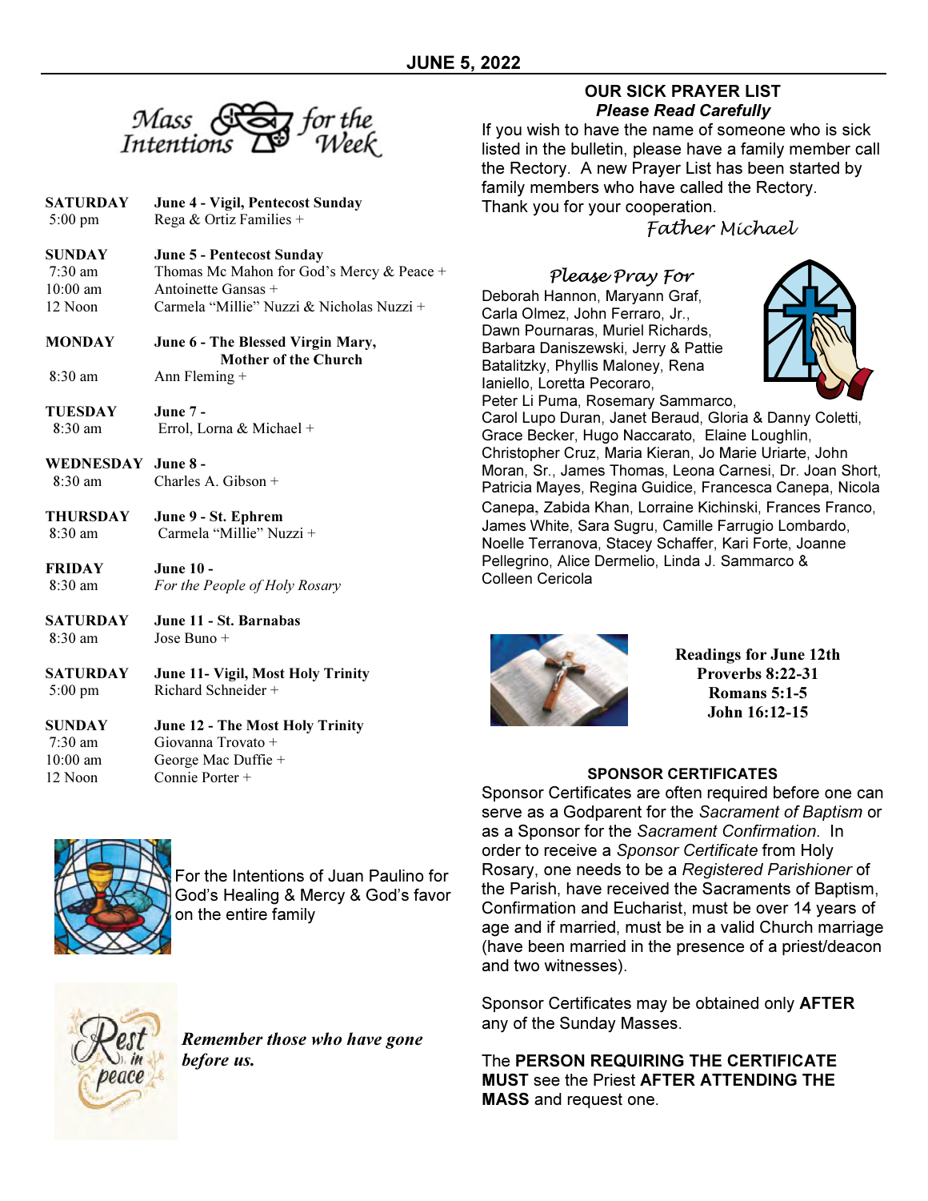JUNE 5, 2022

# Mass Intentions for the Week

| | | |
|---|---|---|
| **SATURDAY** | 5:00 pm | **June 4 - Vigil, Pentecost Sunday** Rega & Ortiz Families + |
| **SUNDAY** | 7:30 am | **June 5 - Pentecost Sunday** Thomas Mc Mahon for God's Mercy & Peace + |
| | 10:00 am | Antoinette Gansas + |
| | 12 Noon | Carmela "Millie" Nuzzi & Nicholas Nuzzi + |
| **MONDAY** | 8:30 am | **June 6 - The Blessed Virgin Mary, Mother of the Church** Ann Fleming + |
| **TUESDAY** | 8:30 am | **June 7 -** Errol, Lorna & Michael + |
| **WEDNESDAY** | 8:30 am | **June 8 -** Charles A. Gibson + |
| **THURSDAY** | 8:30 am | **June 9 - St. Ephrem** Carmela "Millie" Nuzzi + |
| **FRIDAY** | 8:30 am | **June 10 -** *For the People of Holy Rosary* |
| **SATURDAY** | 8:30 am | **June 11 - St. Barnabas** Jose Buno + |
| **SATURDAY** | 5:00 pm | **June 11- Vigil, Most Holy Trinity** Richard Schneider + |
| **SUNDAY** | 7:30 am | **June 12 - The Most Holy Trinity** Giovanna Trovato + |
| | 10:00 am | George Mac Duffie + |
| | 12 Noon | Connie Porter + |

For the Intentions of Juan Paulino for God's Healing & Mercy & God's favor on the entire family

***Remember those who have gone before us.***

## OUR SICK PRAYER LIST

***Please Read Carefully***

If you wish to have the name of someone who is sick listed in the bulletin, please have a family member call the Rectory. A new Prayer List has been started by family members who have called the Rectory. Thank you for your cooperation.

*Father Michael*

### *Please Pray For*

Deborah Hannon, Maryann Graf, Carla Olmez, John Ferraro, Jr., Dawn Pournaras, Muriel Richards, Barbara Daniszewski, Jerry & Pattie Batalitzky, Phyllis Maloney, Rena Ianiello, Loretta Pecoraro, Peter Li Puma, Rosemary Sammarco, Carol Lupo Duran, Janet Beraud, Gloria & Danny Coletti, Grace Becker, Hugo Naccarato, Elaine Loughlin, Christopher Cruz, Maria Kieran, Jo Marie Uriarte, John Moran, Sr., James Thomas, Leona Carnesi, Dr. Joan Short, Patricia Mayes, Regina Guidice, Francesca Canepa, Nicola Canepa, Zabida Khan, Lorraine Kichinski, Frances Franco, James White, Sara Sugru, Camille Farrugio Lombardo, Noelle Terranova, Stacey Schaffer, Kari Forte, Joanne Pellegrino, Alice Dermelio, Linda J. Sammarco & Colleen Cericola

**Readings for June 12th**
**Proverbs 8:22-31**
**Romans 5:1-5**
**John 16:12-15**

## SPONSOR CERTIFICATES

Sponsor Certificates are often required before one can serve as a Godparent for the *Sacrament of Baptism* or as a Sponsor for the *Sacrament Confirmation.* In order to receive a *Sponsor Certificate* from Holy Rosary, one needs to be a *Registered Parishioner* of the Parish, have received the Sacraments of Baptism, Confirmation and Eucharist, must be over 14 years of age and if married, must be in a valid Church marriage (have been married in the presence of a priest/deacon and two witnesses).

Sponsor Certificates may be obtained only **AFTER** any of the Sunday Masses.

The **PERSON REQUIRING THE CERTIFICATE MUST** see the Priest **AFTER ATTENDING THE MASS** and request one.